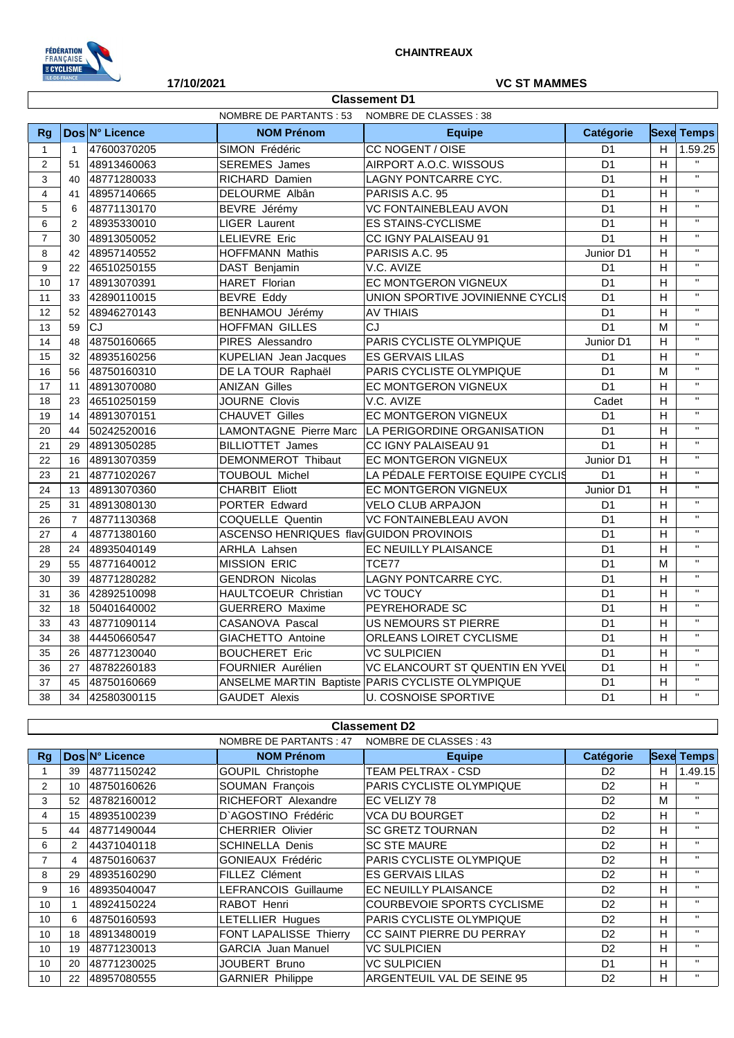**CHAINTREAUX**

**17/10/2021**

**VC ST MAMMES**

## Classement D1

NOMBRE DE PARTANTS : 53    NOMBRE DE CLASSES : 38

| Rg | Dos | N° Licence | NOM Prénom | Equipe | Catégorie | Sexe | Temps |
|---|---|---|---|---|---|---|---|
| 1 | 1 | 47600370205 | SIMON Frédéric | CC NOGENT / OISE | D1 | H | 1.59.25 |
| 2 | 51 | 48913460063 | SEREMES James | AIRPORT A.O.C. WISSOUS | D1 | H | " |
| 3 | 40 | 48771280033 | RICHARD Damien | LAGNY PONTCARRE CYC. | D1 | H | " |
| 4 | 41 | 48957140665 | DELOURME Albân | PARISIS A.C. 95 | D1 | H | " |
| 5 | 6 | 48771130170 | BEVRE Jérémy | VC FONTAINEBLEAU AVON | D1 | H | " |
| 6 | 2 | 48935330010 | LIGER Laurent | ES STAINS-CYCLISME | D1 | H | " |
| 7 | 30 | 48913050052 | LELIEVRE Eric | CC IGNY PALAISEAU 91 | D1 | H | " |
| 8 | 42 | 48957140552 | HOFFMANN Mathis | PARISIS A.C. 95 | Junior D1 | H | " |
| 9 | 22 | 46510250155 | DAST Benjamin | V.C. AVIZE | D1 | H | " |
| 10 | 17 | 48913070391 | HARET Florian | EC MONTGERON VIGNEUX | D1 | H | " |
| 11 | 33 | 42890110015 | BEVRE Eddy | UNION SPORTIVE JOVINIENNE CYCLIS | D1 | H | " |
| 12 | 52 | 48946270143 | BENHAMOU Jérémy | AV THIAIS | D1 | H | " |
| 13 | 59 | CJ | HOFFMAN GILLES | CJ | D1 | M | " |
| 14 | 48 | 48750160665 | PIRES Alessandro | PARIS CYCLISTE OLYMPIQUE | Junior D1 | H | " |
| 15 | 32 | 48935160256 | KUPELIAN Jean Jacques | ES GERVAIS LILAS | D1 | H | " |
| 16 | 56 | 48750160310 | DE LA TOUR Raphaël | PARIS CYCLISTE OLYMPIQUE | D1 | M | " |
| 17 | 11 | 48913070080 | ANIZAN Gilles | EC MONTGERON VIGNEUX | D1 | H | " |
| 18 | 23 | 46510250159 | JOURNE Clovis | V.C. AVIZE | Cadet | H | " |
| 19 | 14 | 48913070151 | CHAUVET Gilles | EC MONTGERON VIGNEUX | D1 | H | " |
| 20 | 44 | 50242520016 | LAMONTAGNE Pierre Marc | LA PERIGORDINE ORGANISATION | D1 | H | " |
| 21 | 29 | 48913050285 | BILLIOTTET James | CC IGNY PALAISEAU 91 | D1 | H | " |
| 22 | 16 | 48913070359 | DEMONMEROT Thibaut | EC MONTGERON VIGNEUX | Junior D1 | H | " |
| 23 | 21 | 48771020267 | TOUBOUL Michel | LA PÉDALE FERTOISE EQUIPE CYCLIS | D1 | H | " |
| 24 | 13 | 48913070360 | CHARBIT Eliott | EC MONTGERON VIGNEUX | Junior D1 | H | " |
| 25 | 31 | 48913080130 | PORTER Edward | VELO CLUB ARPAJON | D1 | H | " |
| 26 | 7 | 48771130368 | COQUELLE Quentin | VC FONTAINEBLEAU AVON | D1 | H | " |
| 27 | 4 | 48771380160 | ASCENSO HENRIQUES flav | GUIDON PROVINOIS | D1 | H | " |
| 28 | 24 | 48935040149 | ARHLA Lahsen | EC NEUILLY PLAISANCE | D1 | H | " |
| 29 | 55 | 48771640012 | MISSION ERIC | TCE77 | D1 | M | " |
| 30 | 39 | 48771280282 | GENDRON Nicolas | LAGNY PONTCARRE CYC. | D1 | H | " |
| 31 | 36 | 42892510098 | HAULTCOEUR Christian | VC TOUCY | D1 | H | " |
| 32 | 18 | 50401640002 | GUERRERO Maxime | PEYREHORADE SC | D1 | H | " |
| 33 | 43 | 48771090114 | CASANOVA Pascal | US NEMOURS ST PIERRE | D1 | H | " |
| 34 | 38 | 44450660547 | GIACHETTO Antoine | ORLEANS LOIRET CYCLISME | D1 | H | " |
| 35 | 26 | 48771230040 | BOUCHERET Eric | VC SULPICIEN | D1 | H | " |
| 36 | 27 | 48782260183 | FOURNIER Aurélien | VC ELANCOURT ST QUENTIN EN YVEI | D1 | H | " |
| 37 | 45 | 48750160669 | ANSELME MARTIN Baptiste | PARIS CYCLISTE OLYMPIQUE | D1 | H | " |
| 38 | 34 | 42580300115 | GAUDET Alexis | U. COSNOISE SPORTIVE | D1 | H | " |

## Classement D2

NOMBRE DE PARTANTS : 47    NOMBRE DE CLASSES : 43

| Rg | Dos | N° Licence | NOM Prénom | Equipe | Catégorie | Sexe | Temps |
|---|---|---|---|---|---|---|---|
| 1 | 39 | 48771150242 | GOUPIL Christophe | TEAM PELTRAX - CSD | D2 | H | 1.49.15 |
| 2 | 10 | 48750160626 | SOUMAN François | PARIS CYCLISTE OLYMPIQUE | D2 | H | " |
| 3 | 52 | 48782160012 | RICHEFORT Alexandre | EC VELIZY 78 | D2 | M | " |
| 4 | 15 | 48935100239 | D`AGOSTINO Frédéric | VCA DU BOURGET | D2 | H | " |
| 5 | 44 | 48771490044 | CHERRIER Olivier | SC GRETZ TOURNAN | D2 | H | " |
| 6 | 2 | 44371040118 | SCHINELLA Denis | SC STE MAURE | D2 | H | " |
| 7 | 4 | 48750160637 | GONIEAUX Frédéric | PARIS CYCLISTE OLYMPIQUE | D2 | H | " |
| 8 | 29 | 48935160290 | FILLEZ Clément | ES GERVAIS LILAS | D2 | H | " |
| 9 | 16 | 48935040047 | LEFRANCOIS Guillaume | EC NEUILLY PLAISANCE | D2 | H | " |
| 10 | 1 | 48924150224 | RABOT Henri | COURBEVOIE SPORTS CYCLISME | D2 | H | " |
| 10 | 6 | 48750160593 | LETELLIER Hugues | PARIS CYCLISTE OLYMPIQUE | D2 | H | " |
| 10 | 18 | 48913480019 | FONT LAPALISSE Thierry | CC SAINT PIERRE DU PERRAY | D2 | H | " |
| 10 | 19 | 48771230013 | GARCIA Juan Manuel | VC SULPICIEN | D2 | H | " |
| 10 | 20 | 48771230025 | JOUBERT Bruno | VC SULPICIEN | D1 | H | " |
| 10 | 22 | 48957080555 | GARNIER Philippe | ARGENTEUIL VAL DE SEINE 95 | D2 | H | " |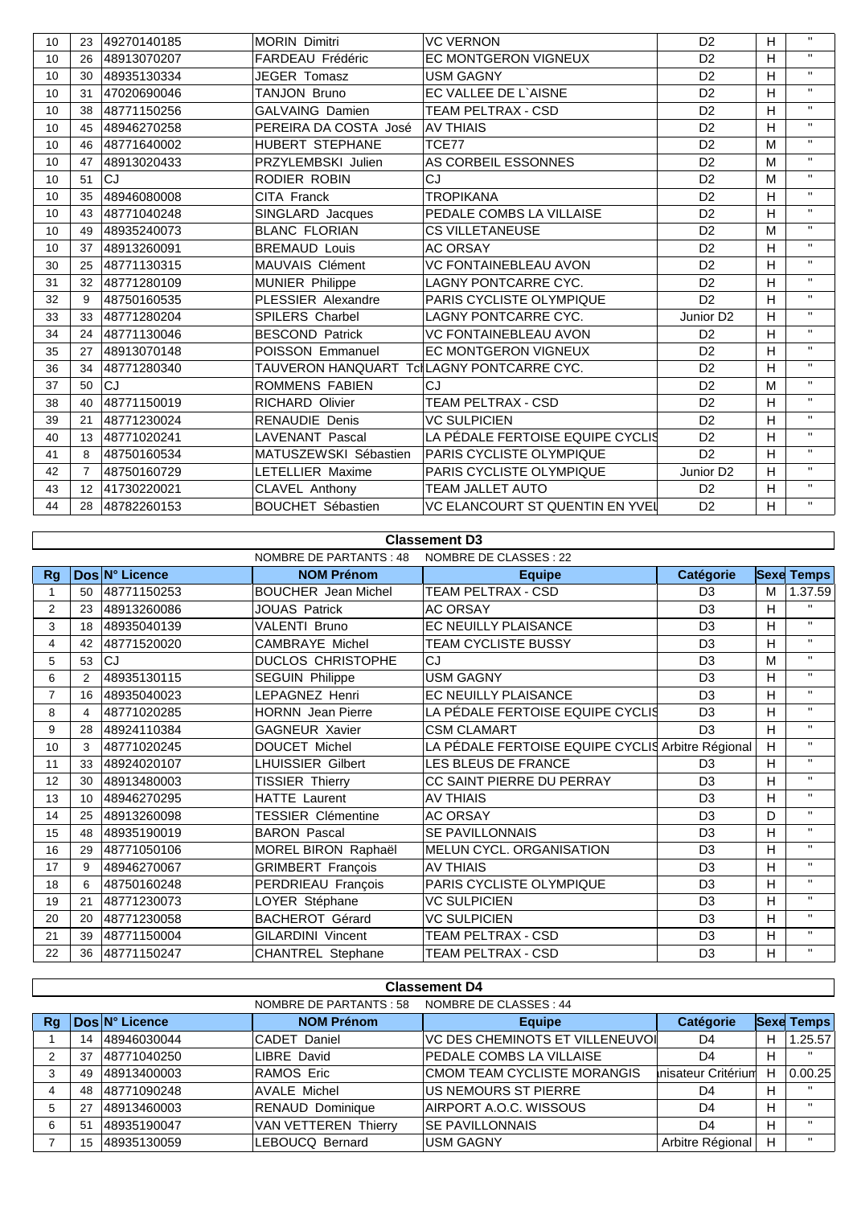| Rg | Dos | N° Licence | NOM Prénom | Equipe | Catégorie | Sexe | Temps |
|---|---|---|---|---|---|---|---|
| 10 | 23 | 49270140185 | MORIN Dimitri | VC VERNON | D2 | H | " |
| 10 | 26 | 48913070207 | FARDEAU Frédéric | EC MONTGERON VIGNEUX | D2 | H | " |
| 10 | 30 | 48935130334 | JEGER Tomasz | USM GAGNY | D2 | H | " |
| 10 | 31 | 47020690046 | TANJON Bruno | EC VALLEE DE L`AISNE | D2 | H | " |
| 10 | 38 | 48771150256 | GALVAING Damien | TEAM PELTRAX - CSD | D2 | H | " |
| 10 | 45 | 48946270258 | PEREIRA DA COSTA José | AV THIAIS | D2 | H | " |
| 10 | 46 | 48771640002 | HUBERT STEPHANE | TCE77 | D2 | M | " |
| 10 | 47 | 48913020433 | PRZYLEMBSKI Julien | AS CORBEIL ESSONNES | D2 | M | " |
| 10 | 51 | CJ | RODIER ROBIN | CJ | D2 | M | " |
| 10 | 35 | 48946080008 | CITA Franck | TROPIKANA | D2 | H | " |
| 10 | 43 | 48771040248 | SINGLARD Jacques | PEDALE COMBS LA VILLAISE | D2 | H | " |
| 10 | 49 | 48935240073 | BLANC FLORIAN | CS VILLETANEUSE | D2 | M | " |
| 10 | 37 | 48913260091 | BREMAUD Louis | AC ORSAY | D2 | H | " |
| 30 | 25 | 48771130315 | MAUVAIS Clément | VC FONTAINEBLEAU AVON | D2 | H | " |
| 31 | 32 | 48771280109 | MUNIER Philippe | LAGNY PONTCARRE CYC. | D2 | H | " |
| 32 | 9 | 48750160535 | PLESSIER Alexandre | PARIS CYCLISTE OLYMPIQUE | D2 | H | " |
| 33 | 33 | 48771280204 | SPILERS Charbel | LAGNY PONTCARRE CYC. | Junior D2 | H | " |
| 34 | 24 | 48771130046 | BESCOND Patrick | VC FONTAINEBLEAU AVON | D2 | H | " |
| 35 | 27 | 48913070148 | POISSON Emmanuel | EC MONTGERON VIGNEUX | D2 | H | " |
| 36 | 34 | 48771280340 | TAUVERON HANQUART Tc | LAGNY PONTCARRE CYC. | D2 | H | " |
| 37 | 50 | CJ | ROMMENS FABIEN | CJ | D2 | M | " |
| 38 | 40 | 48771150019 | RICHARD Olivier | TEAM PELTRAX - CSD | D2 | H | " |
| 39 | 21 | 48771230024 | RENAUDIE Denis | VC SULPICIEN | D2 | H | " |
| 40 | 13 | 48771020241 | LAVENANT Pascal | LA PÉDALE FERTOISE EQUIPE CYCLIS | D2 | H | " |
| 41 | 8 | 48750160534 | MATUSZEWSKI Sébastien | PARIS CYCLISTE OLYMPIQUE | D2 | H | " |
| 42 | 7 | 48750160729 | LETELLIER Maxime | PARIS CYCLISTE OLYMPIQUE | Junior D2 | H | " |
| 43 | 12 | 41730220021 | CLAVEL Anthony | TEAM JALLET AUTO | D2 | H | " |
| 44 | 28 | 48782260153 | BOUCHET Sébastien | VC ELANCOURT ST QUENTIN EN YVEL | D2 | H | " |

## Classement D3

NOMBRE DE PARTANTS : 48 NOMBRE DE CLASSES : 22

| Rg | Dos | N° Licence | NOM Prénom | Equipe | Catégorie | Sexe | Temps |
|---|---|---|---|---|---|---|---|
| 1 | 50 | 48771150253 | BOUCHER Jean Michel | TEAM PELTRAX - CSD | D3 | M | 1.37.59 |
| 2 | 23 | 48913260086 | JOUAS Patrick | AC ORSAY | D3 | H | " |
| 3 | 18 | 48935040139 | VALENTI Bruno | EC NEUILLY PLAISANCE | D3 | H | " |
| 4 | 42 | 48771520020 | CAMBRAYE Michel | TEAM CYCLISTE BUSSY | D3 | H | " |
| 5 | 53 | CJ | DUCLOS CHRISTOPHE | CJ | D3 | M | " |
| 6 | 2 | 48935130115 | SEGUIN Philippe | USM GAGNY | D3 | H | " |
| 7 | 16 | 48935040023 | LEPAGNEZ Henri | EC NEUILLY PLAISANCE | D3 | H | " |
| 8 | 4 | 48771020285 | HORNN Jean Pierre | LA PÉDALE FERTOISE EQUIPE CYCLIS | D3 | H | " |
| 9 | 28 | 48924110384 | GAGNEUR Xavier | CSM CLAMART | D3 | H | " |
| 10 | 3 | 48771020245 | DOUCET Michel | LA PÉDALE FERTOISE EQUIPE CYCLIS | Arbitre Régional | H | " |
| 11 | 33 | 48924020107 | LHUISSIER Gilbert | LES BLEUS DE FRANCE | D3 | H | " |
| 12 | 30 | 48913480003 | TISSIER Thierry | CC SAINT PIERRE DU PERRAY | D3 | H | " |
| 13 | 10 | 48946270295 | HATTE Laurent | AV THIAIS | D3 | H | " |
| 14 | 25 | 48913260098 | TESSIER Clémentine | AC ORSAY | D3 | D | " |
| 15 | 48 | 48935190019 | BARON Pascal | SE PAVILLONNAIS | D3 | H | " |
| 16 | 29 | 48771050106 | MOREL BIRON Raphaël | MELUN CYCL. ORGANISATION | D3 | H | " |
| 17 | 9 | 48946270067 | GRIMBERT François | AV THIAIS | D3 | H | " |
| 18 | 6 | 48750160248 | PERDRIEAU François | PARIS CYCLISTE OLYMPIQUE | D3 | H | " |
| 19 | 21 | 48771230073 | LOYER Stéphane | VC SULPICIEN | D3 | H | " |
| 20 | 20 | 48771230058 | BACHEROT Gérard | VC SULPICIEN | D3 | H | " |
| 21 | 39 | 48771150004 | GILARDINI Vincent | TEAM PELTRAX - CSD | D3 | H | " |
| 22 | 36 | 48771150247 | CHANTREL Stephane | TEAM PELTRAX - CSD | D3 | H | " |

## Classement D4

NOMBRE DE PARTANTS : 58 NOMBRE DE CLASSES : 44

| Rg | Dos | N° Licence | NOM Prénom | Equipe | Catégorie | Sexe | Temps |
|---|---|---|---|---|---|---|---|
| 1 | 14 | 48946030044 | CADET Daniel | VC DES CHEMINOTS ET VILLENEUVOI | D4 | H | 1.25.57 |
| 2 | 37 | 48771040250 | LIBRE David | PEDALE COMBS LA VILLAISE | D4 | H | " |
| 3 | 49 | 48913400003 | RAMOS Eric | CMOM TEAM CYCLISTE MORANGIS | nisateur Critérium | H | 0.00.25 |
| 4 | 48 | 48771090248 | AVALE Michel | US NEMOURS ST PIERRE | D4 | H | " |
| 5 | 27 | 48913460003 | RENAUD Dominique | AIRPORT A.O.C. WISSOUS | D4 | H | " |
| 6 | 51 | 48935190047 | VAN VETTEREN Thierry | SE PAVILLONNAIS | D4 | H | " |
| 7 | 15 | 48935130059 | LEBOUCQ Bernard | USM GAGNY | Arbitre Régional | H | " |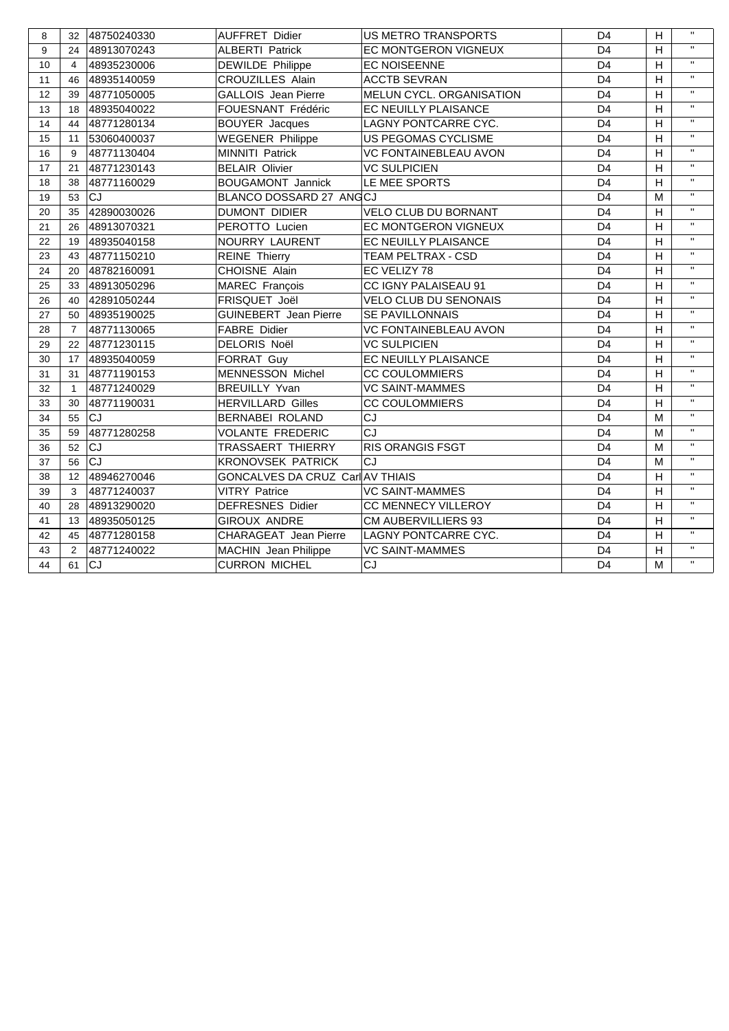| | | | | | | | |
|---|---|---|---|---|---|---|---|
| 8 | 32 | 48750240330 | AUFFRET Didier | US METRO TRANSPORTS | D4 | H | " |
| 9 | 24 | 48913070243 | ALBERTI Patrick | EC MONTGERON VIGNEUX | D4 | H | " |
| 10 | 4 | 48935230006 | DEWILDE Philippe | EC NOISEENNE | D4 | H | " |
| 11 | 46 | 48935140059 | CROUZILLES Alain | ACCTB SEVRAN | D4 | H | " |
| 12 | 39 | 48771050005 | GALLOIS Jean Pierre | MELUN CYCL. ORGANISATION | D4 | H | " |
| 13 | 18 | 48935040022 | FOUESNANT Frédéric | EC NEUILLY PLAISANCE | D4 | H | " |
| 14 | 44 | 48771280134 | BOUYER Jacques | LAGNY PONTCARRE CYC. | D4 | H | " |
| 15 | 11 | 53060400037 | WEGENER Philippe | US PEGOMAS CYCLISME | D4 | H | " |
| 16 | 9 | 48771130404 | MINNITI Patrick | VC FONTAINEBLEAU AVON | D4 | H | " |
| 17 | 21 | 48771230143 | BELAIR Olivier | VC SULPICIEN | D4 | H | " |
| 18 | 38 | 48771160029 | BOUGAMONT Jannick | LE MEE SPORTS | D4 | H | " |
| 19 | 53 | CJ | BLANCO DOSSARD 27 ANG | CJ | D4 | M | " |
| 20 | 35 | 42890030026 | DUMONT DIDIER | VELO CLUB DU BORNANT | D4 | H | " |
| 21 | 26 | 48913070321 | PEROTTO Lucien | EC MONTGERON VIGNEUX | D4 | H | " |
| 22 | 19 | 48935040158 | NOURRY LAURENT | EC NEUILLY PLAISANCE | D4 | H | " |
| 23 | 43 | 48771150210 | REINE Thierry | TEAM PELTRAX - CSD | D4 | H | " |
| 24 | 20 | 48782160091 | CHOISNE Alain | EC VELIZY 78 | D4 | H | " |
| 25 | 33 | 48913050296 | MAREC François | CC IGNY PALAISEAU 91 | D4 | H | " |
| 26 | 40 | 42891050244 | FRISQUET Joël | VELO CLUB DU SENONAIS | D4 | H | " |
| 27 | 50 | 48935190025 | GUINEBERT Jean Pierre | SE PAVILLONNAIS | D4 | H | " |
| 28 | 7 | 48771130065 | FABRE Didier | VC FONTAINEBLEAU AVON | D4 | H | " |
| 29 | 22 | 48771230115 | DELORIS Noël | VC SULPICIEN | D4 | H | " |
| 30 | 17 | 48935040059 | FORRAT Guy | EC NEUILLY PLAISANCE | D4 | H | " |
| 31 | 31 | 48771190153 | MENNESSON Michel | CC COULOMMIERS | D4 | H | " |
| 32 | 1 | 48771240029 | BREUILLY Yvan | VC SAINT-MAMMES | D4 | H | " |
| 33 | 30 | 48771190031 | HERVILLARD Gilles | CC COULOMMIERS | D4 | H | " |
| 34 | 55 | CJ | BERNABEI ROLAND | CJ | D4 | M | " |
| 35 | 59 | 48771280258 | VOLANTE FREDERIC | CJ | D4 | M | " |
| 36 | 52 | CJ | TRASSAERT THIERRY | RIS ORANGIS FSGT | D4 | M | " |
| 37 | 56 | CJ | KRONOVSEK PATRICK | CJ | D4 | M | " |
| 38 | 12 | 48946270046 | GONCALVES DA CRUZ Carl | AV THIAIS | D4 | H | " |
| 39 | 3 | 48771240037 | VITRY Patrice | VC SAINT-MAMMES | D4 | H | " |
| 40 | 28 | 48913290020 | DEFRESNES Didier | CC MENNECY VILLEROY | D4 | H | " |
| 41 | 13 | 48935050125 | GIROUX ANDRE | CM AUBERVILLIERS 93 | D4 | H | " |
| 42 | 45 | 48771280158 | CHARAGEAT Jean Pierre | LAGNY PONTCARRE CYC. | D4 | H | " |
| 43 | 2 | 48771240022 | MACHIN Jean Philippe | VC SAINT-MAMMES | D4 | H | " |
| 44 | 61 | CJ | CURRON MICHEL | CJ | D4 | M | " |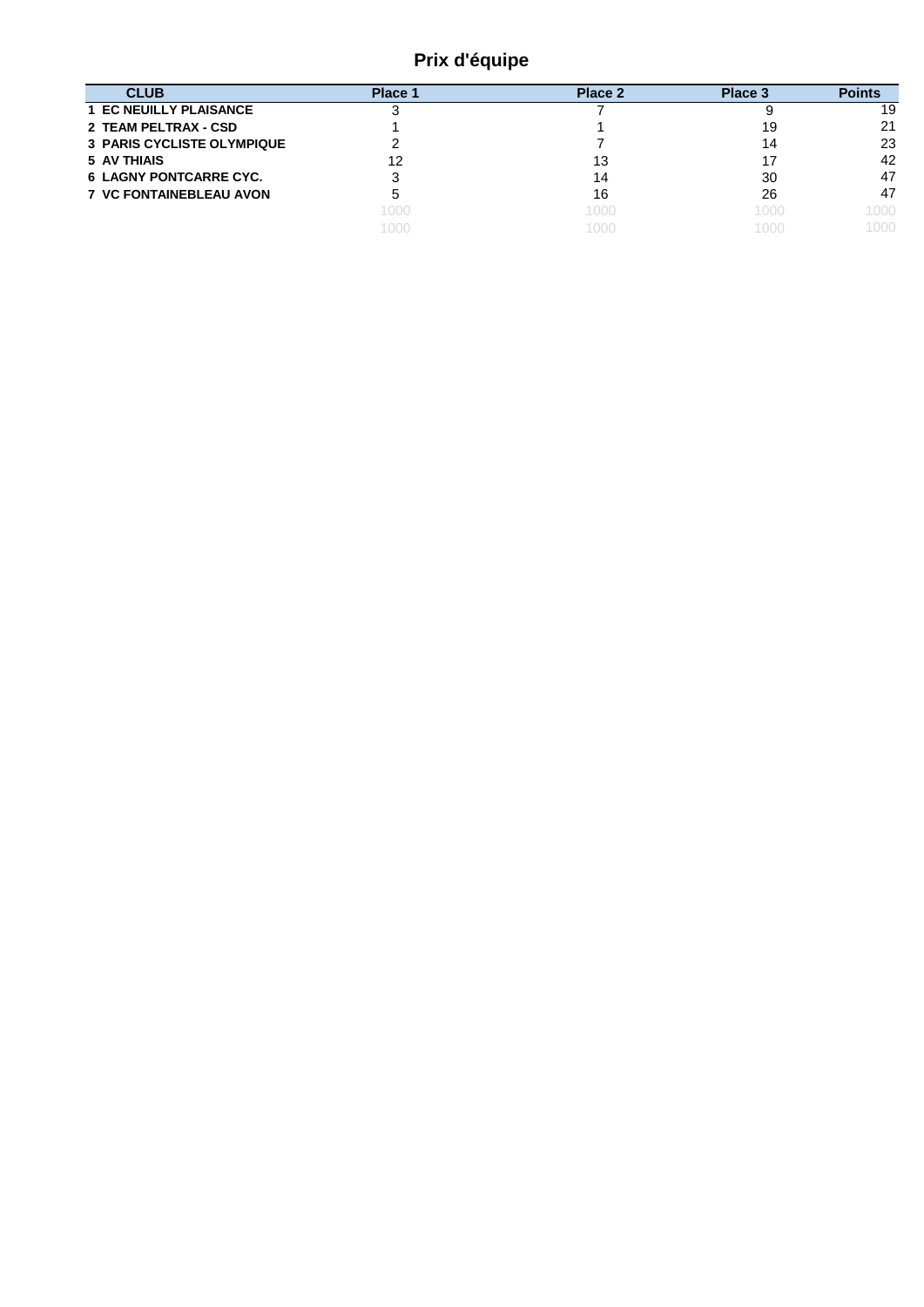# Prix d'équipe

| CLUB | Place 1 | Place 2 | Place 3 | Points |
|---|---|---|---|---|
| **1 EC NEUILLY PLAISANCE** | 3 | 7 | 9 | 19 |
| **2 TEAM PELTRAX - CSD** | 1 | 1 | 19 | 21 |
| **3 PARIS CYCLISTE OLYMPIQUE** | 2 | 7 | 14 | 23 |
| **5 AV THIAIS** | 12 | 13 | 17 | 42 |
| **6 LAGNY PONTCARRE CYC.** | 3 | 14 | 30 | 47 |
| **7 VC FONTAINEBLEAU AVON** | 5 | 16 | 26 | 47 |
| | 1000 | 1000 | 1000 | 1000 |
| | 1000 | 1000 | 1000 | 1000 |